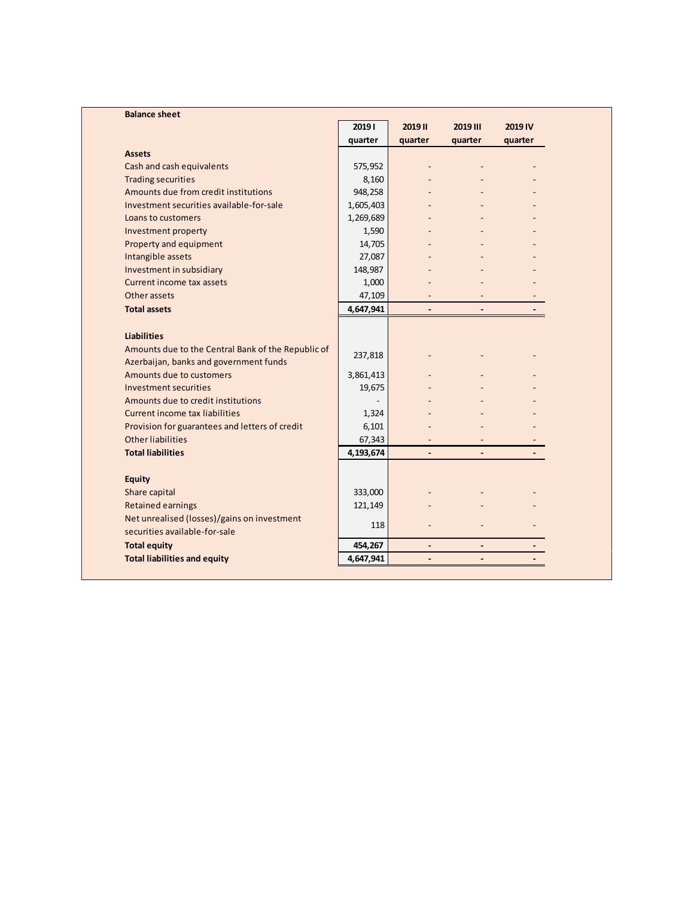**Balance sheet**

| | 2019 I quarter | 2019 II quarter | 2019 III quarter | 2019 IV quarter |
|---|---|---|---|---|
| **Assets** | | | | |
| Cash and cash equivalents | 575,952 | - | - | - |
| Trading securities | 8,160 | - | - | - |
| Amounts due from credit institutions | 948,258 | - | - | - |
| Investment securities available-for-sale | 1,605,403 | - | - | - |
| Loans to customers | 1,269,689 | - | - | - |
| Investment property | 1,590 | - | - | - |
| Property and equipment | 14,705 | - | - | - |
| Intangible assets | 27,087 | - | - | - |
| Investment in subsidiary | 148,987 | - | - | - |
| Current income tax assets | 1,000 | - | - | - |
| Other assets | 47,109 | - | - | - |
| **Total assets** | **4,647,941** | **-** | **-** | **-** |
| | | | | |
| **Liabilities** | | | | |
| Amounts due to the Central Bank of the Republic of Azerbaijan, banks and government funds | 237,818 | - | - | - |
| Amounts due to customers | 3,861,413 | - | - | - |
| Investment securities | 19,675 | - | - | - |
| Amounts due to credit institutions | - | - | - | - |
| Current income tax liabilities | 1,324 | - | - | - |
| Provision for guarantees and letters of credit | 6,101 | - | - | - |
| Other liabilities | 67,343 | - | - | - |
| **Total liabilities** | **4,193,674** | **-** | **-** | **-** |
| | | | | |
| **Equity** | | | | |
| Share capital | 333,000 | - | - | - |
| Retained earnings | 121,149 | - | - | - |
| Net unrealised (losses)/gains on investment securities available-for-sale | 118 | - | - | - |
| **Total equity** | **454,267** | **-** | **-** | **-** |
| **Total liabilities and equity** | **4,647,941** | **-** | **-** | **-** |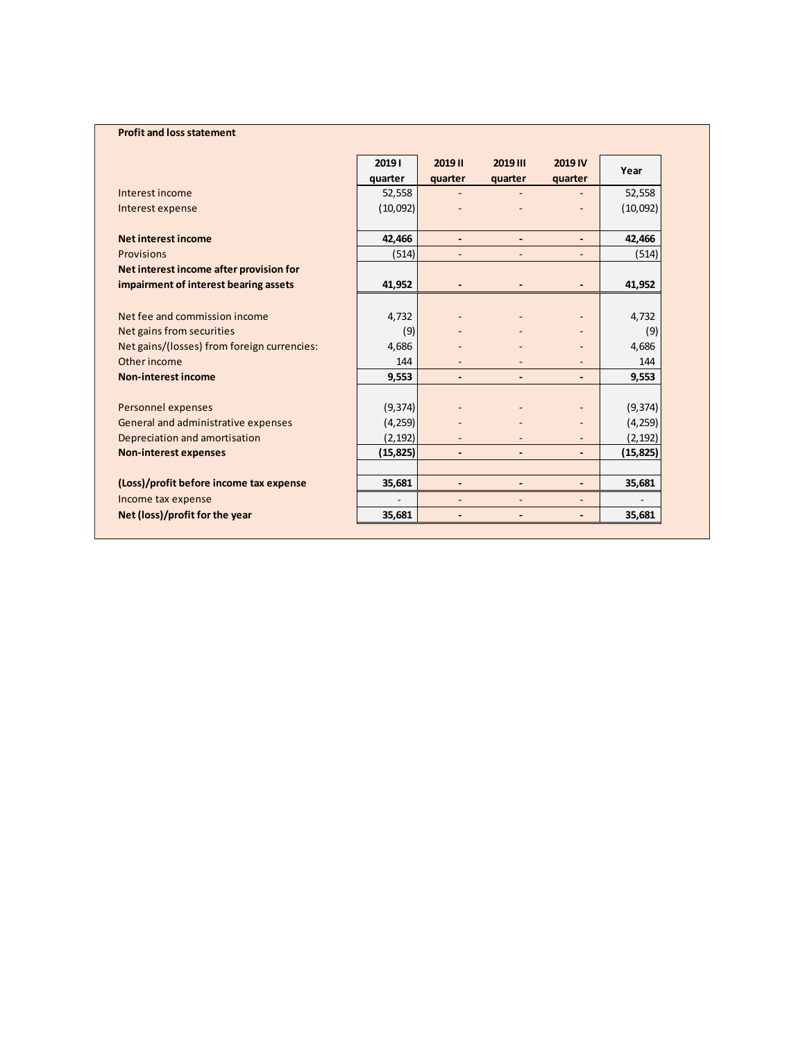**Profit and loss statement**

| | 2019 I quarter | 2019 II quarter | 2019 III quarter | 2019 IV quarter | Year |
|---|---|---|---|---|---|
| Interest income | 52,558 | - | - | - | 52,558 |
| Interest expense | (10,092) | - | - | - | (10,092) |
| **Net interest income** | **42,466** | **-** | **-** | **-** | **42,466** |
| Provisions | (514) | - | - | - | (514) |
| **Net interest income after provision for impairment of interest bearing assets** | **41,952** | **-** | **-** | **-** | **41,952** |
| Net fee and commission income | 4,732 | - | - | - | 4,732 |
| Net gains from securities | (9) | - | - | - | (9) |
| Net gains/(losses) from foreign currencies: | 4,686 | - | - | - | 4,686 |
| Other income | 144 | - | - | - | 144 |
| **Non-interest income** | **9,553** | **-** | **-** | **-** | **9,553** |
| Personnel expenses | (9,374) | - | - | - | (9,374) |
| General and administrative expenses | (4,259) | - | - | - | (4,259) |
| Depreciation and amortisation | (2,192) | - | - | - | (2,192) |
| **Non-interest expenses** | **(15,825)** | **-** | **-** | **-** | **(15,825)** |
| **(Loss)/profit before income tax expense** | **35,681** | **-** | **-** | **-** | **35,681** |
| Income tax expense | - | - | - | - | - |
| **Net (loss)/profit for the year** | **35,681** | **-** | **-** | **-** | **35,681** |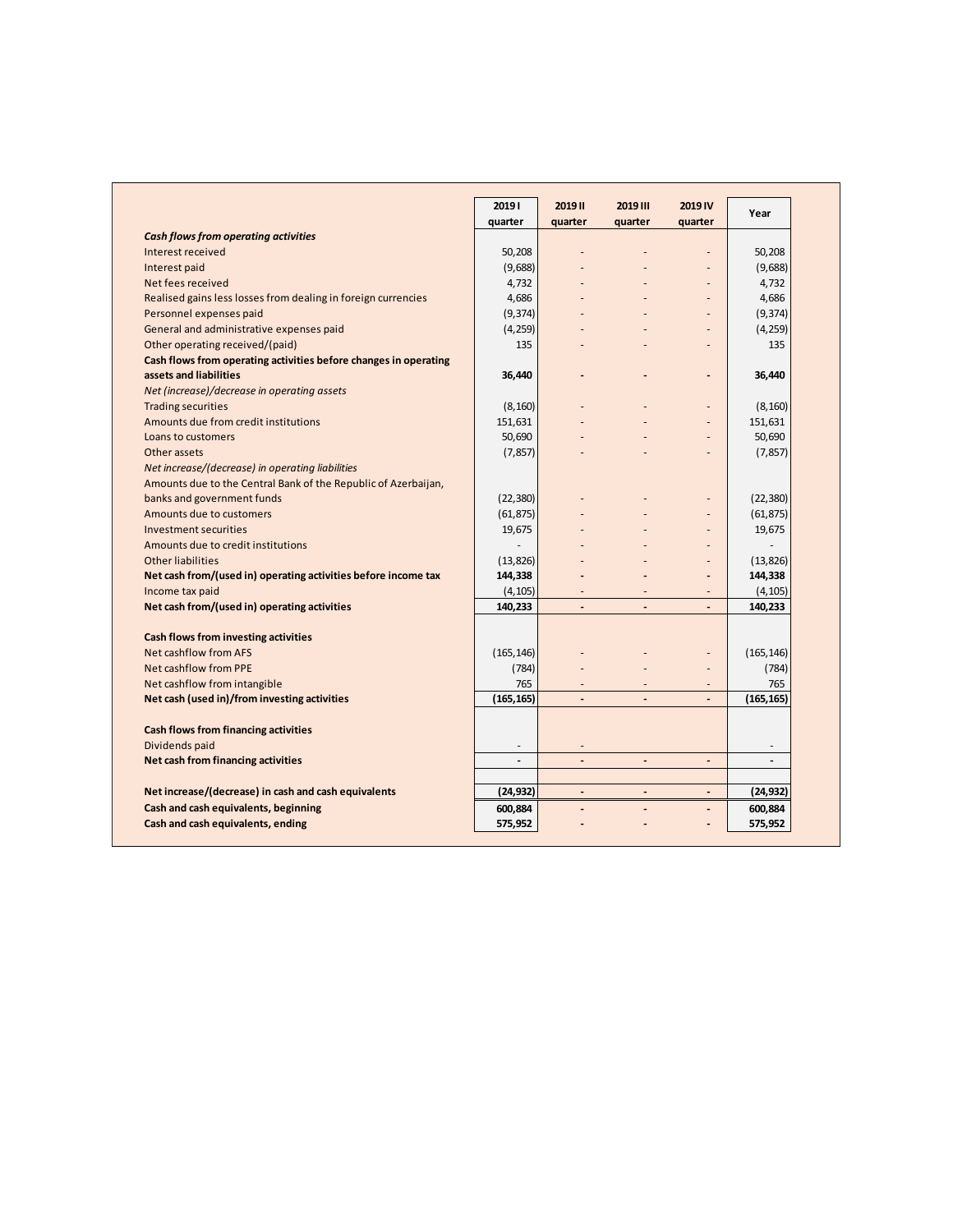| | 2019 I quarter | 2019 II quarter | 2019 III quarter | 2019 IV quarter | Year |
|---|---|---|---|---|---|
| ***Cash flows from operating activities*** | | | | | |
| Interest received | 50,208 | - | - | - | 50,208 |
| Interest paid | (9,688) | - | - | - | (9,688) |
| Net fees received | 4,732 | - | - | - | 4,732 |
| Realised gains less losses from dealing in foreign currencies | 4,686 | - | - | - | 4,686 |
| Personnel expenses paid | (9,374) | - | - | - | (9,374) |
| General and administrative expenses paid | (4,259) | - | - | - | (4,259) |
| Other operating received/(paid) | 135 | - | - | - | 135 |
| **Cash flows from operating activities before changes in operating assets and liabilities** | **36,440** | **-** | **-** | **-** | **36,440** |
| *Net (increase)/decrease in operating assets* | | | | | |
| Trading securities | (8,160) | - | - | - | (8,160) |
| Amounts due from credit institutions | 151,631 | - | - | - | 151,631 |
| Loans to customers | 50,690 | - | - | - | 50,690 |
| Other assets | (7,857) | - | - | - | (7,857) |
| *Net increase/(decrease) in operating liabilities* | | | | | |
| Amounts due to the Central Bank of the Republic of Azerbaijan, banks and government funds | (22,380) | - | - | - | (22,380) |
| Amounts due to customers | (61,875) | - | - | - | (61,875) |
| Investment securities | 19,675 | - | - | - | 19,675 |
| Amounts due to credit institutions | - | - | - | - | - |
| Other liabilities | (13,826) | - | - | - | (13,826) |
| **Net cash from/(used in) operating activities before income tax** | **144,338** | **-** | **-** | **-** | **144,338** |
| Income tax paid | (4,105) | - | - | - | (4,105) |
| **Net cash from/(used in) operating activities** | **140,233** | **-** | **-** | **-** | **140,233** |
| | | | | | |
| **Cash flows from investing activities** | | | | | |
| Net cashflow from AFS | (165,146) | - | - | - | (165,146) |
| Net cashflow from PPE | (784) | - | - | - | (784) |
| Net cashflow from intangible | 765 | - | - | - | 765 |
| **Net cash (used in)/from investing activities** | **(165,165)** | **-** | **-** | **-** | **(165,165)** |
| | | | | | |
| **Cash flows from financing activities** | | | | | |
| Dividends paid | - | - | | | - |
| **Net cash from financing activities** | **-** | **-** | **-** | **-** | **-** |
| | | | | | |
| **Net increase/(decrease) in cash and cash equivalents** | **(24,932)** | **-** | **-** | **-** | **(24,932)** |
| **Cash and cash equivalents, beginning** | **600,884** | **-** | **-** | **-** | **600,884** |
| **Cash and cash equivalents, ending** | **575,952** | **-** | **-** | **-** | **575,952** |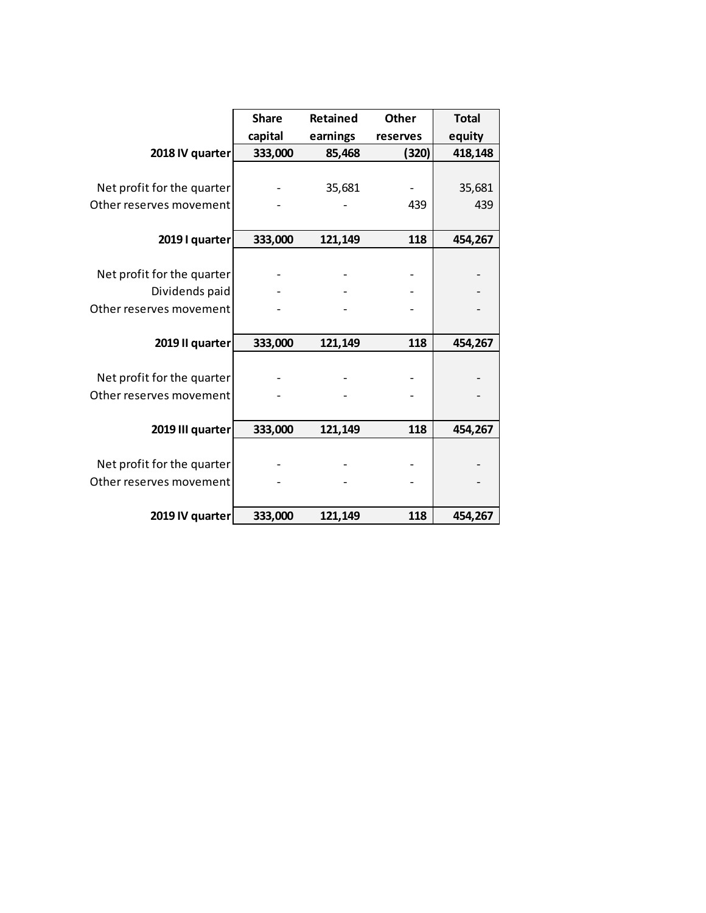| | Share capital | Retained earnings | Other reserves | Total equity |
|---|---|---|---|---|
| **2018 IV quarter** | **333,000** | **85,468** | **(320)** | **418,148** |
| Net profit for the quarter | - | 35,681 | - | 35,681 |
| Other reserves movement | - | - | 439 | 439 |
| **2019 I quarter** | **333,000** | **121,149** | **118** | **454,267** |
| Net profit for the quarter | - | - | - | - |
| Dividends paid | - | - | - | - |
| Other reserves movement | - | - | - | - |
| **2019 II quarter** | **333,000** | **121,149** | **118** | **454,267** |
| Net profit for the quarter | - | - | - | - |
| Other reserves movement | - | - | - | - |
| **2019 III quarter** | **333,000** | **121,149** | **118** | **454,267** |
| Net profit for the quarter | - | - | - | - |
| Other reserves movement | - | - | - | - |
| **2019 IV quarter** | **333,000** | **121,149** | **118** | **454,267** |